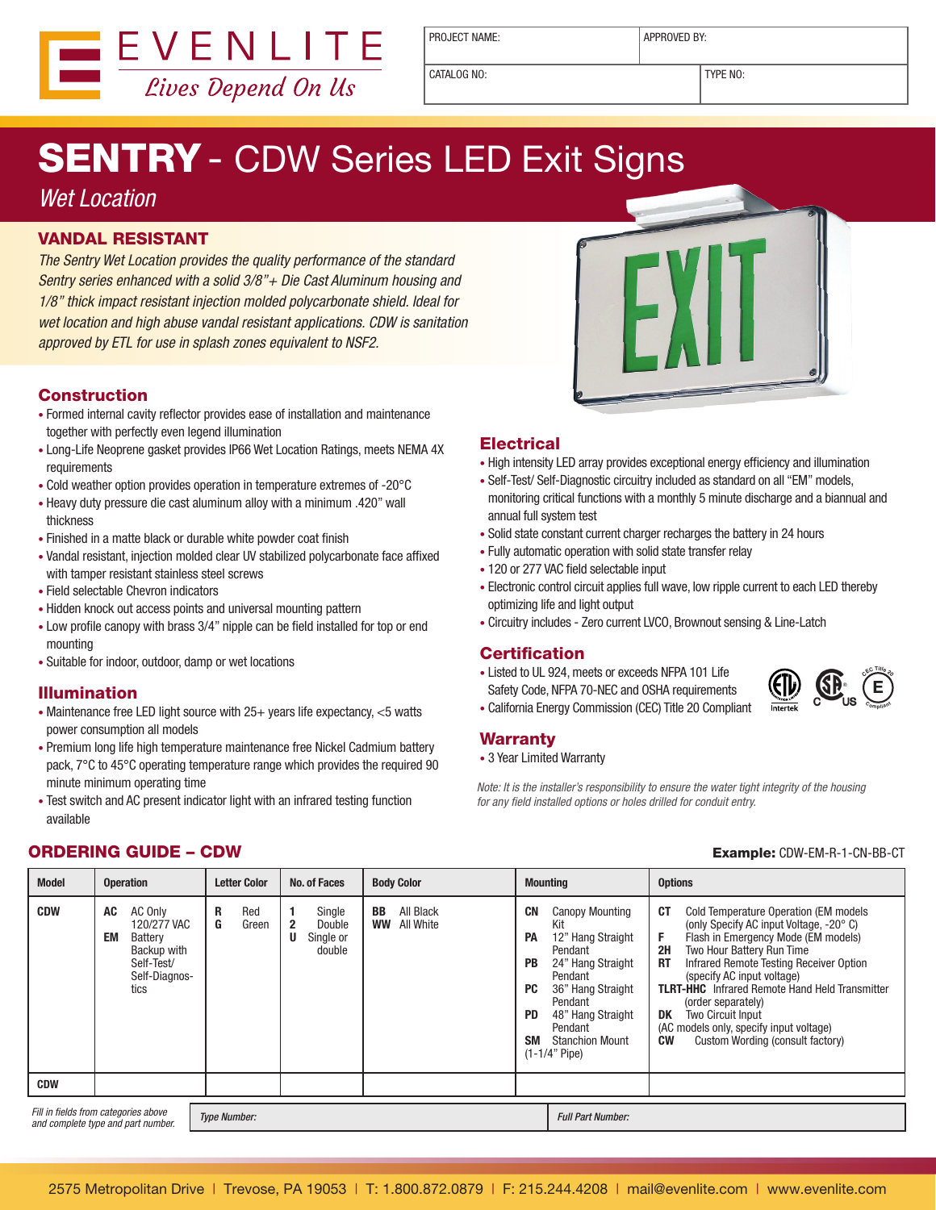EVENLITE
*Lives Depend On Us*

| PROJECT NAME: | APPROVED BY: |
|---|---|
| CATALOG NO: | TYPE NO: |

# SENTRY - CDW Series LED Exit Signs

*Wet Location*

## VANDAL RESISTANT

*The Sentry Wet Location provides the quality performance of the standard Sentry series enhanced with a solid 3/8"+ Die Cast Aluminum housing and 1/8" thick impact resistant injection molded polycarbonate shield. Ideal for wet location and high abuse vandal resistant applications. CDW is sanitation approved by ETL for use in splash zones equivalent to NSF2.*

## Construction

- Formed internal cavity reflector provides ease of installation and maintenance together with perfectly even legend illumination
- Long-Life Neoprene gasket provides IP66 Wet Location Ratings, meets NEMA 4X requirements
- Cold weather option provides operation in temperature extremes of -20°C
- Heavy duty pressure die cast aluminum alloy with a minimum .420" wall thickness
- Finished in a matte black or durable white powder coat finish
- Vandal resistant, injection molded clear UV stabilized polycarbonate face affixed with tamper resistant stainless steel screws
- Field selectable Chevron indicators
- Hidden knock out access points and universal mounting pattern
- Low profile canopy with brass 3/4" nipple can be field installed for top or end mounting
- Suitable for indoor, outdoor, damp or wet locations

## Illumination

- Maintenance free LED light source with 25+ years life expectancy, <5 watts power consumption all models
- Premium long life high temperature maintenance free Nickel Cadmium battery pack, 7°C to 45°C operating temperature range which provides the required 90 minute minimum operating time
- Test switch and AC present indicator light with an infrared testing function available

## Electrical

- High intensity LED array provides exceptional energy efficiency and illumination
- Self-Test/ Self-Diagnostic circuitry included as standard on all "EM" models, monitoring critical functions with a monthly 5 minute discharge and a biannual and annual full system test
- Solid state constant current charger recharges the battery in 24 hours
- Fully automatic operation with solid state transfer relay
- 120 or 277 VAC field selectable input
- Electronic control circuit applies full wave, low ripple current to each LED thereby optimizing life and light output
- Circuitry includes - Zero current LVCO, Brownout sensing & Line-Latch

## Certification

- Listed to UL 924, meets or exceeds NFPA 101 Life Safety Code, NFPA 70-NEC and OSHA requirements
- California Energy Commission (CEC) Title 20 Compliant

## Warranty

- 3 Year Limited Warranty

*Note: It is the installer's responsibility to ensure the water tight integrity of the housing for any field installed options or holes drilled for conduit entry.*

## ORDERING GUIDE – CDW

**Example:** CDW-EM-R-1-CN-BB-CT

| Model | Operation | Letter Color | No. of Faces | Body Color | Mounting | Options |
|---|---|---|---|---|---|---|
| **CDW** | **AC** AC Only 120/277 VAC<br>**EM** Battery Backup with Self-Test/ Self-Diagnostics | **R** Red<br>**G** Green | **1** Single<br>**2** Double<br>**U** Single or double | **BB** All Black<br>**WW** All White | **CN** Canopy Mounting Kit<br>**PA** 12" Hang Straight Pendant<br>**PB** 24" Hang Straight Pendant<br>**PC** 36" Hang Straight Pendant<br>**PD** 48" Hang Straight Pendant<br>**SM** Stanchion Mount (1-1/4" Pipe) | **CT** Cold Temperature Operation (EM models (only Specify AC input Voltage, -20° C)<br>**F** Flash in Emergency Mode (EM models)<br>**2H** Two Hour Battery Run Time<br>**RT** Infrared Remote Testing Receiver Option (specify AC input voltage)<br>**TLRT-HHC** Infrared Remote Hand Held Transmitter (order separately)<br>**DK** Two Circuit Input (AC models only, specify input voltage)<br>**CW** Custom Wording (consult factory) |
| **CDW** | | | | | | |

*Fill in fields from categories above and complete type and part number.* | *Type Number:* | *Full Part Number:*

2575 Metropolitan Drive | Trevose, PA 19053 | T: 1.800.872.0879 | F: 215.244.4208 | mail@evenlite.com | www.evenlite.com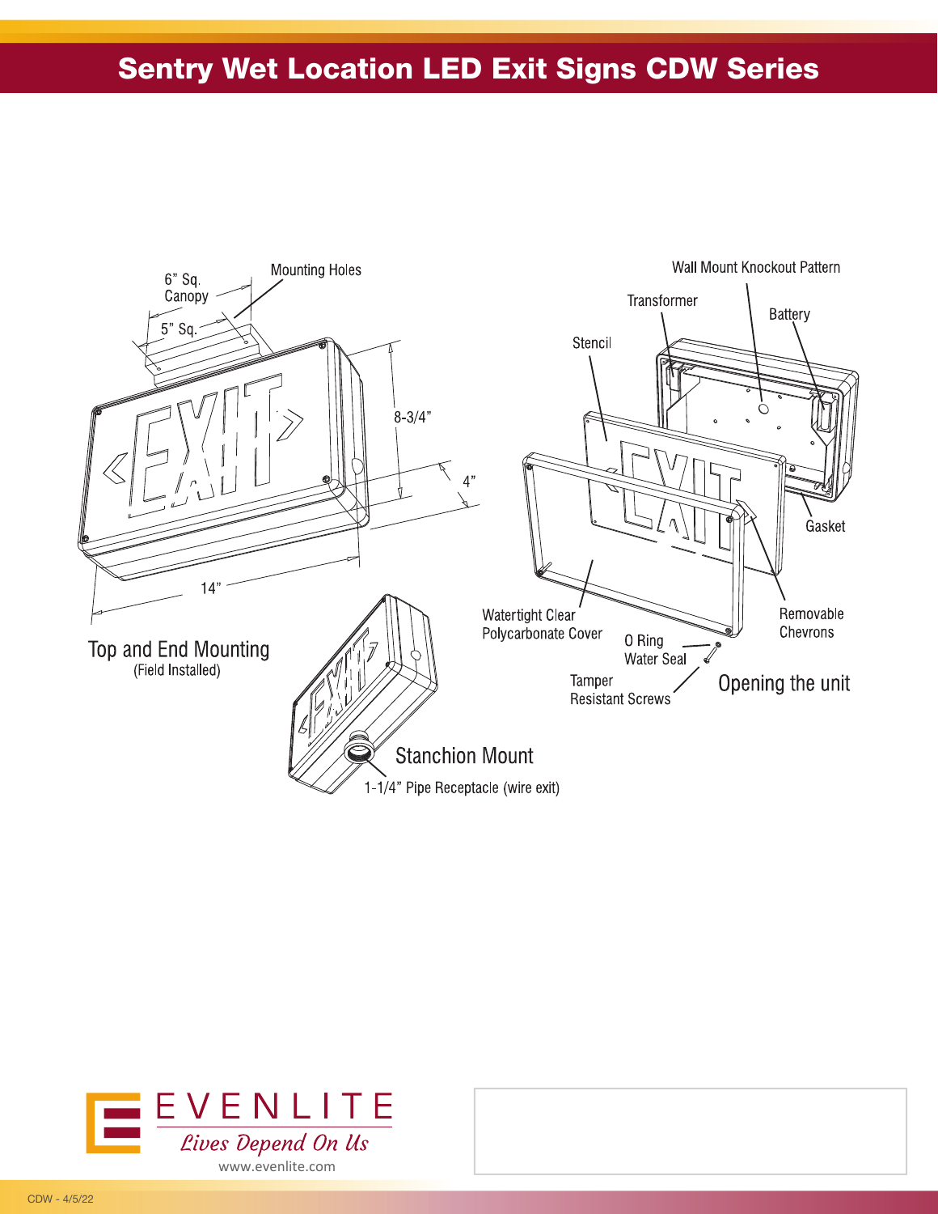# Sentry Wet Location LED Exit Signs CDW Series

6" Sq. Canopy

Mounting Holes

5" Sq.

8-3/4"

4"

14"

Top and End Mounting
(Field Installed)

Stanchion Mount

1-1/4" Pipe Receptacle (wire exit)

Wall Mount Knockout Pattern

Transformer

Battery

Stencil

Gasket

Watertight Clear Polycarbonate Cover

Removable Chevrons

O Ring Water Seal

Tamper Resistant Screws

Opening the unit

EVENLITE
*Lives Depend On Us*
www.evenlite.com

CDW - 4/5/22